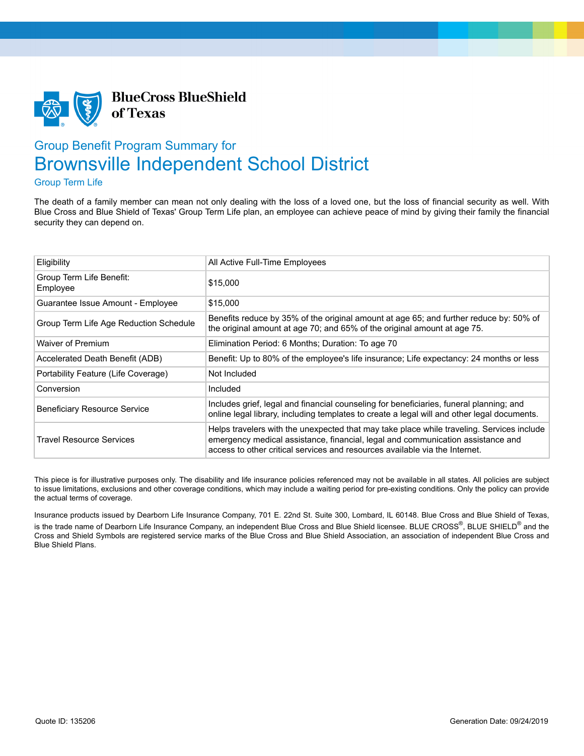**BlueCross BlueShield of Texas**

## Group Benefit Program Summary for

# Brownsville Independent School District

### Group Term Life

The death of a family member can mean not only dealing with the loss of a loved one, but the loss of financial security as well. With Blue Cross and Blue Shield of Texas' Group Term Life plan, an employee can achieve peace of mind by giving their family the financial security they can depend on.

| Eligibility | All Active Full-Time Employees |
|---|---|
| Group Term Life Benefit: Employee | $15,000 |
| Guarantee Issue Amount - Employee | $15,000 |
| Group Term Life Age Reduction Schedule | Benefits reduce by 35% of the original amount at age 65; and further reduce by: 50% of the original amount at age 70; and 65% of the original amount at age 75. |
| Waiver of Premium | Elimination Period: 6 Months; Duration: To age 70 |
| Accelerated Death Benefit (ADB) | Benefit: Up to 80% of the employee's life insurance; Life expectancy: 24 months or less |
| Portability Feature (Life Coverage) | Not Included |
| Conversion | Included |
| Beneficiary Resource Service | Includes grief, legal and financial counseling for beneficiaries, funeral planning; and online legal library, including templates to create a legal will and other legal documents. |
| Travel Resource Services | Helps travelers with the unexpected that may take place while traveling. Services include emergency medical assistance, financial, legal and communication assistance and access to other critical services and resources available via the Internet. |

This piece is for illustrative purposes only. The disability and life insurance policies referenced may not be available in all states. All policies are subject to issue limitations, exclusions and other coverage conditions, which may include a waiting period for pre-existing conditions. Only the policy can provide the actual terms of coverage.

Insurance products issued by Dearborn Life Insurance Company, 701 E. 22nd St. Suite 300, Lombard, IL 60148. Blue Cross and Blue Shield of Texas, is the trade name of Dearborn Life Insurance Company, an independent Blue Cross and Blue Shield licensee. BLUE CROSS®, BLUE SHIELD® and the Cross and Shield Symbols are registered service marks of the Blue Cross and Blue Shield Association, an association of independent Blue Cross and Blue Shield Plans.

Quote ID: 135206

Generation Date: 09/24/2019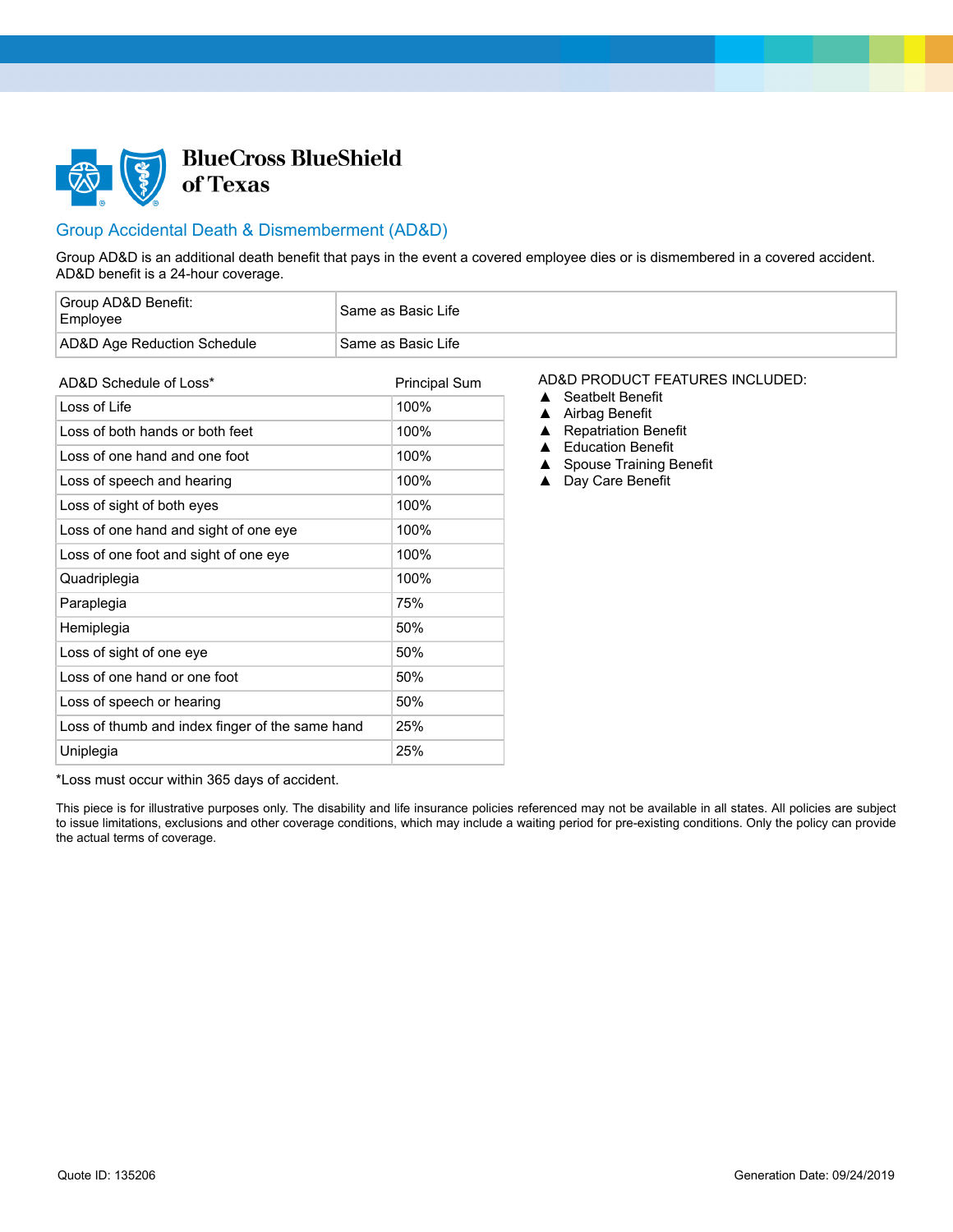BlueCross BlueShield of Texas

## Group Accidental Death & Dismemberment (AD&D)

Group AD&D is an additional death benefit that pays in the event a covered employee dies or is dismembered in a covered accident. AD&D benefit is a 24-hour coverage.

| | |
|---|---|
| Group AD&D Benefit: Employee | Same as Basic Life |
| AD&D Age Reduction Schedule | Same as Basic Life |

| AD&D Schedule of Loss* | Principal Sum |
|---|---|
| Loss of Life | 100% |
| Loss of both hands or both feet | 100% |
| Loss of one hand and one foot | 100% |
| Loss of speech and hearing | 100% |
| Loss of sight of both eyes | 100% |
| Loss of one hand and sight of one eye | 100% |
| Loss of one foot and sight of one eye | 100% |
| Quadriplegia | 100% |
| Paraplegia | 75% |
| Hemiplegia | 50% |
| Loss of sight of one eye | 50% |
| Loss of one hand or one foot | 50% |
| Loss of speech or hearing | 50% |
| Loss of thumb and index finger of the same hand | 25% |
| Uniplegia | 25% |

*Loss must occur within 365 days of accident.

AD&D PRODUCT FEATURES INCLUDED:

- Seatbelt Benefit
- Airbag Benefit
- Repatriation Benefit
- Education Benefit
- Spouse Training Benefit
- Day Care Benefit

This piece is for illustrative purposes only. The disability and life insurance policies referenced may not be available in all states. All policies are subject to issue limitations, exclusions and other coverage conditions, which may include a waiting period for pre-existing conditions. Only the policy can provide the actual terms of coverage.

Quote ID: 135206

Generation Date: 09/24/2019